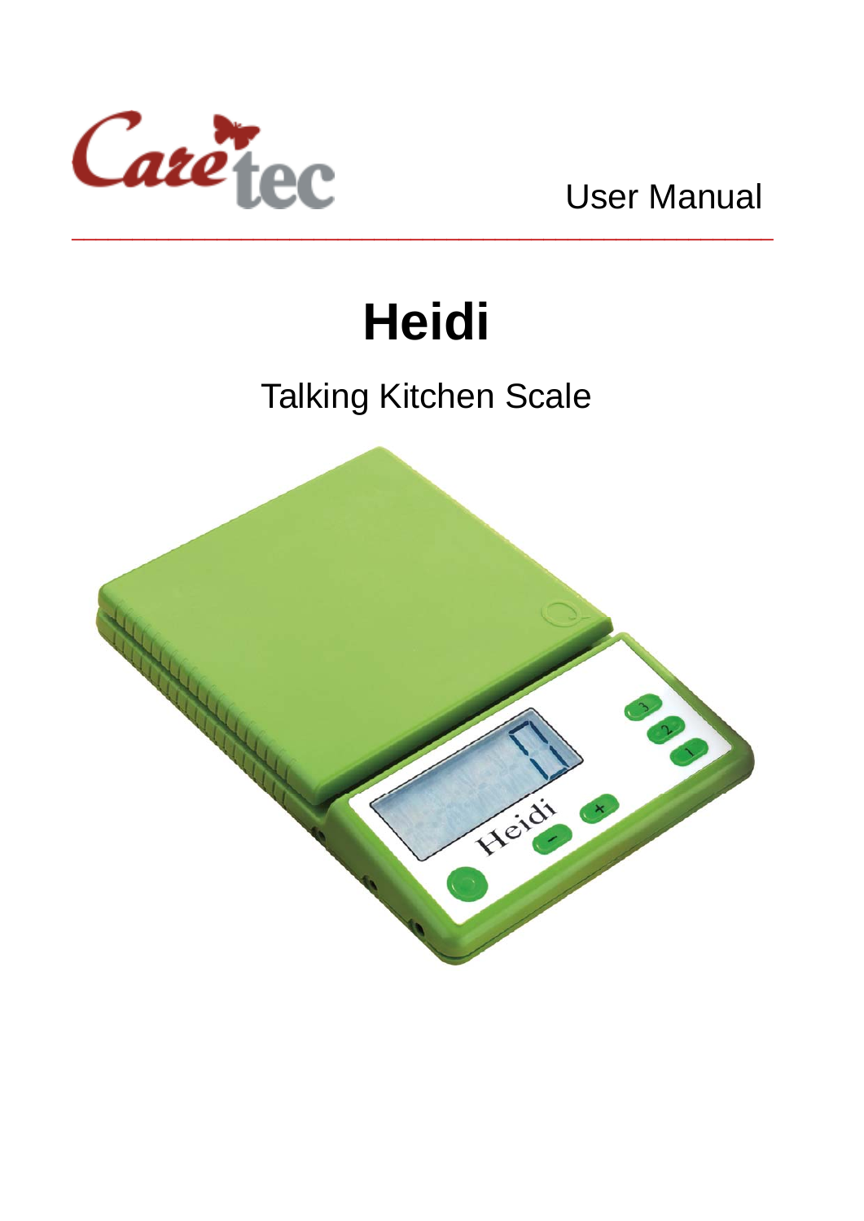Caretec

User Manual

# Heidi

## Talking Kitchen Scale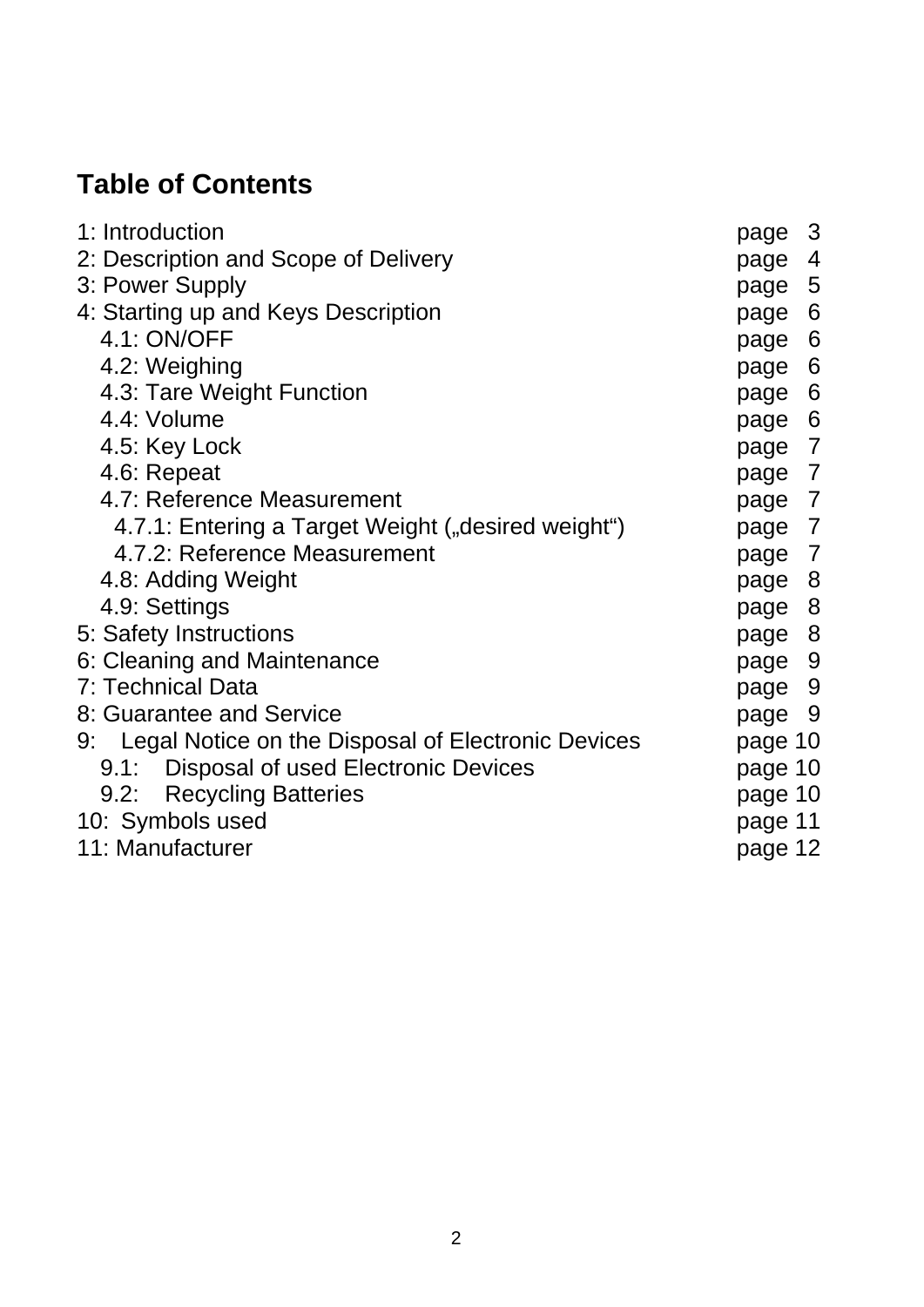## Table of Contents

| | |
|---|---|
| 1: Introduction | page 3 |
| 2: Description and Scope of Delivery | page 4 |
| 3: Power Supply | page 5 |
| 4: Starting up and Keys Description | page 6 |
| 4.1: ON/OFF | page 6 |
| 4.2: Weighing | page 6 |
| 4.3: Tare Weight Function | page 6 |
| 4.4: Volume | page 6 |
| 4.5: Key Lock | page 7 |
| 4.6: Repeat | page 7 |
| 4.7: Reference Measurement | page 7 |
| 4.7.1: Entering a Target Weight („desired weight“) | page 7 |
| 4.7.2: Reference Measurement | page 7 |
| 4.8: Adding Weight | page 8 |
| 4.9: Settings | page 8 |
| 5: Safety Instructions | page 8 |
| 6: Cleaning and Maintenance | page 9 |
| 7: Technical Data | page 9 |
| 8: Guarantee and Service | page 9 |
| 9: Legal Notice on the Disposal of Electronic Devices | page 10 |
| 9.1: Disposal of used Electronic Devices | page 10 |
| 9.2: Recycling Batteries | page 10 |
| 10: Symbols used | page 11 |
| 11: Manufacturer | page 12 |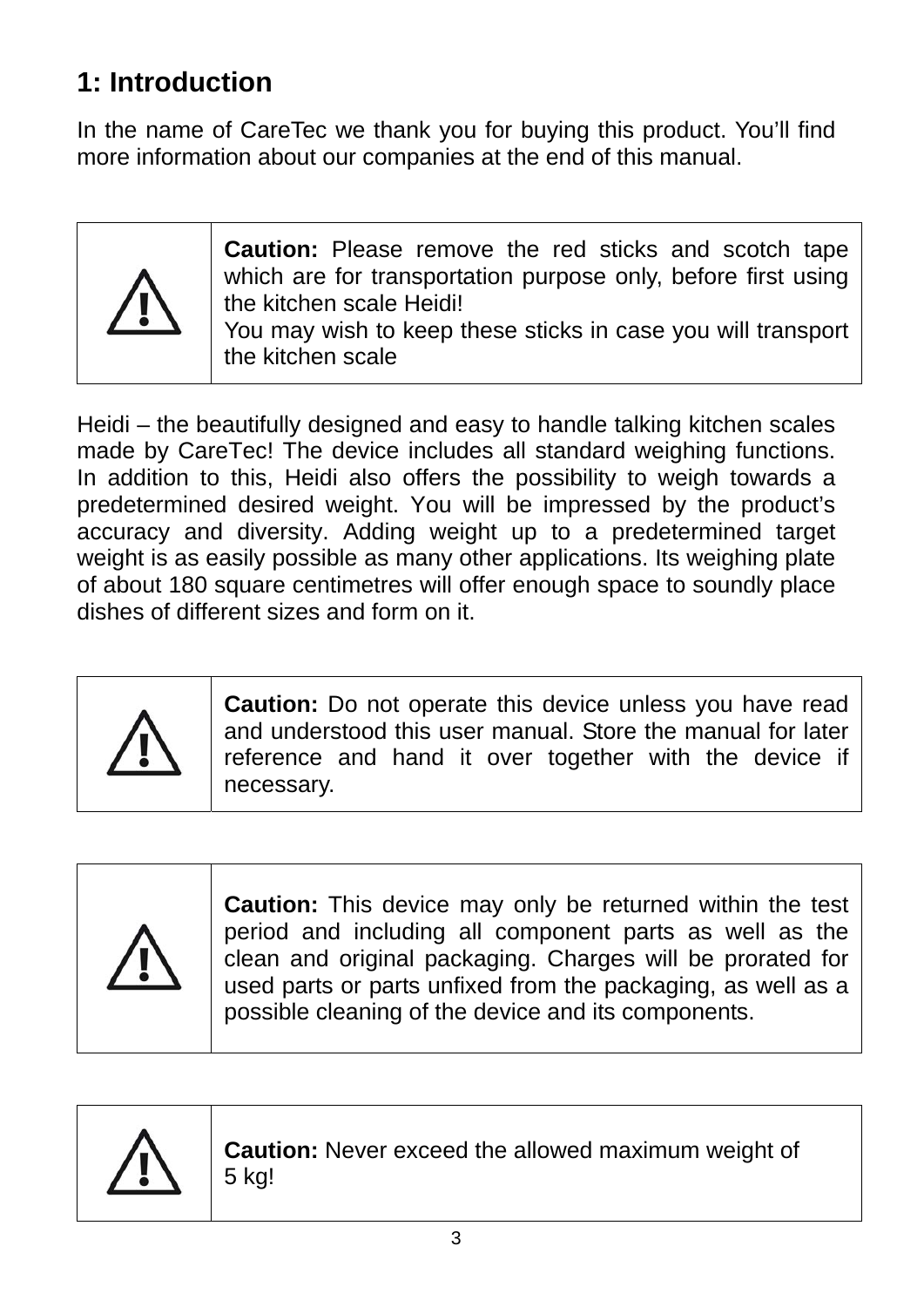# 1: Introduction

In the name of CareTec we thank you for buying this product. You'll find more information about our companies at the end of this manual.

| ⚠ | **Caution:** Please remove the red sticks and scotch tape which are for transportation purpose only, before first using the kitchen scale Heidi!<br>You may wish to keep these sticks in case you will transport the kitchen scale |
|---|---|

Heidi – the beautifully designed and easy to handle talking kitchen scales made by CareTec! The device includes all standard weighing functions. In addition to this, Heidi also offers the possibility to weigh towards a predetermined desired weight. You will be impressed by the product's accuracy and diversity. Adding weight up to a predetermined target weight is as easily possible as many other applications. Its weighing plate of about 180 square centimetres will offer enough space to soundly place dishes of different sizes and form on it.

| ⚠ | **Caution:** Do not operate this device unless you have read and understood this user manual. Store the manual for later reference and hand it over together with the device if necessary. |
|---|---|

| ⚠ | **Caution:** This device may only be returned within the test period and including all component parts as well as the clean and original packaging. Charges will be prorated for used parts or parts unfixed from the packaging, as well as a possible cleaning of the device and its components. |
|---|---|

| ⚠ | **Caution:** Never exceed the allowed maximum weight of 5 kg! |
|---|---|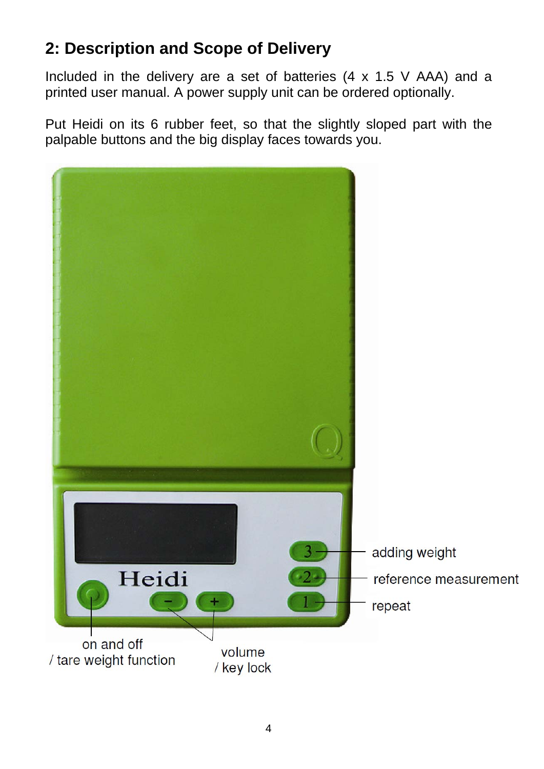## 2: Description and Scope of Delivery

Included in the delivery are a set of batteries (4 x 1.5 V AAA) and a printed user manual. A power supply unit can be ordered optionally.

Put Heidi on its 6 rubber feet, so that the slightly sloped part with the palpable buttons and the big display faces towards you.

adding weight

reference measurement

repeat

on and off
/ tare weight function

volume
/ key lock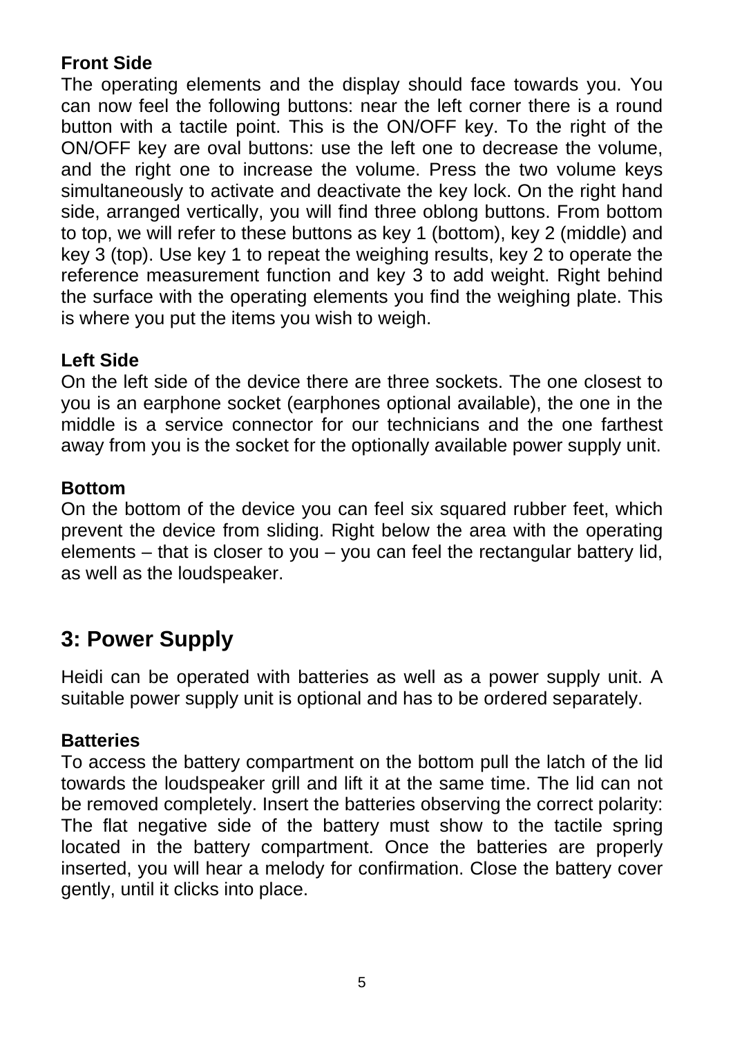**Front Side**

The operating elements and the display should face towards you. You can now feel the following buttons: near the left corner there is a round button with a tactile point. This is the ON/OFF key. To the right of the ON/OFF key are oval buttons: use the left one to decrease the volume, and the right one to increase the volume. Press the two volume keys simultaneously to activate and deactivate the key lock. On the right hand side, arranged vertically, you will find three oblong buttons. From bottom to top, we will refer to these buttons as key 1 (bottom), key 2 (middle) and key 3 (top). Use key 1 to repeat the weighing results, key 2 to operate the reference measurement function and key 3 to add weight. Right behind the surface with the operating elements you find the weighing plate. This is where you put the items you wish to weigh.

**Left Side**

On the left side of the device there are three sockets. The one closest to you is an earphone socket (earphones optional available), the one in the middle is a service connector for our technicians and the one farthest away from you is the socket for the optionally available power supply unit.

**Bottom**

On the bottom of the device you can feel six squared rubber feet, which prevent the device from sliding. Right below the area with the operating elements – that is closer to you – you can feel the rectangular battery lid, as well as the loudspeaker.

## 3: Power Supply

Heidi can be operated with batteries as well as a power supply unit. A suitable power supply unit is optional and has to be ordered separately.

**Batteries**

To access the battery compartment on the bottom pull the latch of the lid towards the loudspeaker grill and lift it at the same time. The lid can not be removed completely. Insert the batteries observing the correct polarity: The flat negative side of the battery must show to the tactile spring located in the battery compartment. Once the batteries are properly inserted, you will hear a melody for confirmation. Close the battery cover gently, until it clicks into place.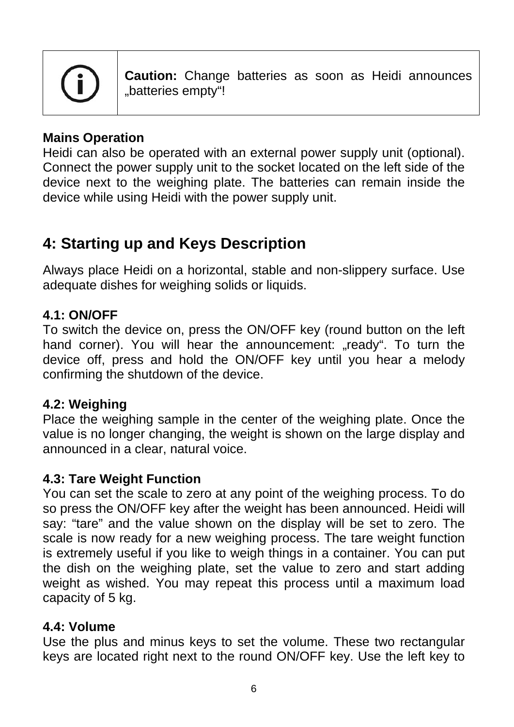| | |
|---|---|
| ⓘ | **Caution:** Change batteries as soon as Heidi announces „batteries empty“! |

**Mains Operation**
Heidi can also be operated with an external power supply unit (optional). Connect the power supply unit to the socket located on the left side of the device next to the weighing plate. The batteries can remain inside the device while using Heidi with the power supply unit.

## 4: Starting up and Keys Description

Always place Heidi on a horizontal, stable and non-slippery surface. Use adequate dishes for weighing solids or liquids.

**4.1: ON/OFF**
To switch the device on, press the ON/OFF key (round button on the left hand corner). You will hear the announcement: „ready“. To turn the device off, press and hold the ON/OFF key until you hear a melody confirming the shutdown of the device.

**4.2: Weighing**
Place the weighing sample in the center of the weighing plate. Once the value is no longer changing, the weight is shown on the large display and announced in a clear, natural voice.

**4.3: Tare Weight Function**
You can set the scale to zero at any point of the weighing process. To do so press the ON/OFF key after the weight has been announced. Heidi will say: “tare” and the value shown on the display will be set to zero. The scale is now ready for a new weighing process. The tare weight function is extremely useful if you like to weigh things in a container. You can put the dish on the weighing plate, set the value to zero and start adding weight as wished. You may repeat this process until a maximum load capacity of 5 kg.

**4.4: Volume**
Use the plus and minus keys to set the volume. These two rectangular keys are located right next to the round ON/OFF key. Use the left key to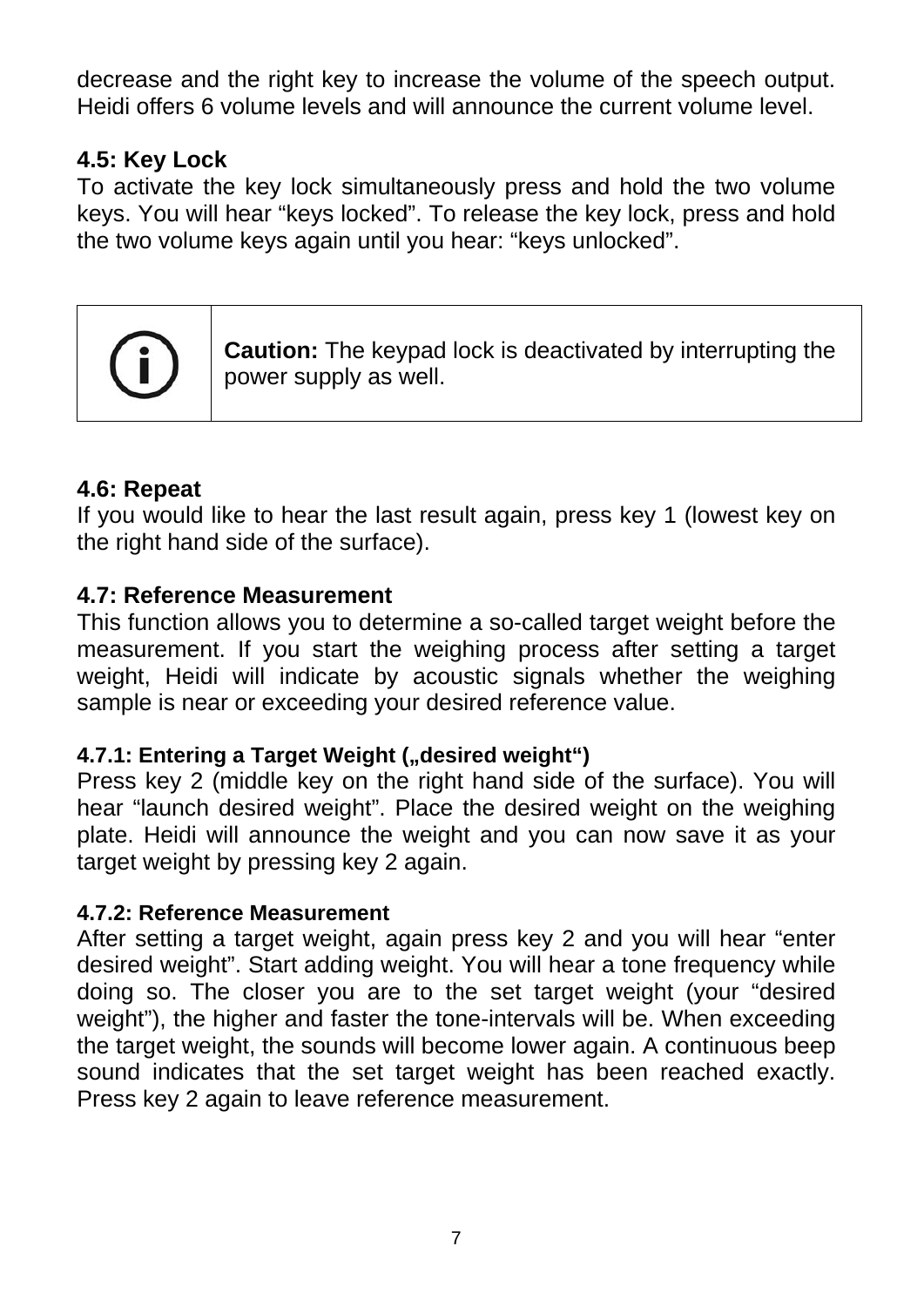decrease and the right key to increase the volume of the speech output. Heidi offers 6 volume levels and will announce the current volume level.

### 4.5: Key Lock

To activate the key lock simultaneously press and hold the two volume keys. You will hear “keys locked”. To release the key lock, press and hold the two volume keys again until you hear: “keys unlocked”.

| ⓘ | **Caution:** The keypad lock is deactivated by interrupting the power supply as well. |
|---|---|

### 4.6: Repeat

If you would like to hear the last result again, press key 1 (lowest key on the right hand side of the surface).

### 4.7: Reference Measurement

This function allows you to determine a so-called target weight before the measurement. If you start the weighing process after setting a target weight, Heidi will indicate by acoustic signals whether the weighing sample is near or exceeding your desired reference value.

#### 4.7.1: Entering a Target Weight („desired weight“)

Press key 2 (middle key on the right hand side of the surface). You will hear “launch desired weight”. Place the desired weight on the weighing plate. Heidi will announce the weight and you can now save it as your target weight by pressing key 2 again.

#### 4.7.2: Reference Measurement

After setting a target weight, again press key 2 and you will hear “enter desired weight”. Start adding weight. You will hear a tone frequency while doing so. The closer you are to the set target weight (your “desired weight”), the higher and faster the tone-intervals will be. When exceeding the target weight, the sounds will become lower again. A continuous beep sound indicates that the set target weight has been reached exactly. Press key 2 again to leave reference measurement.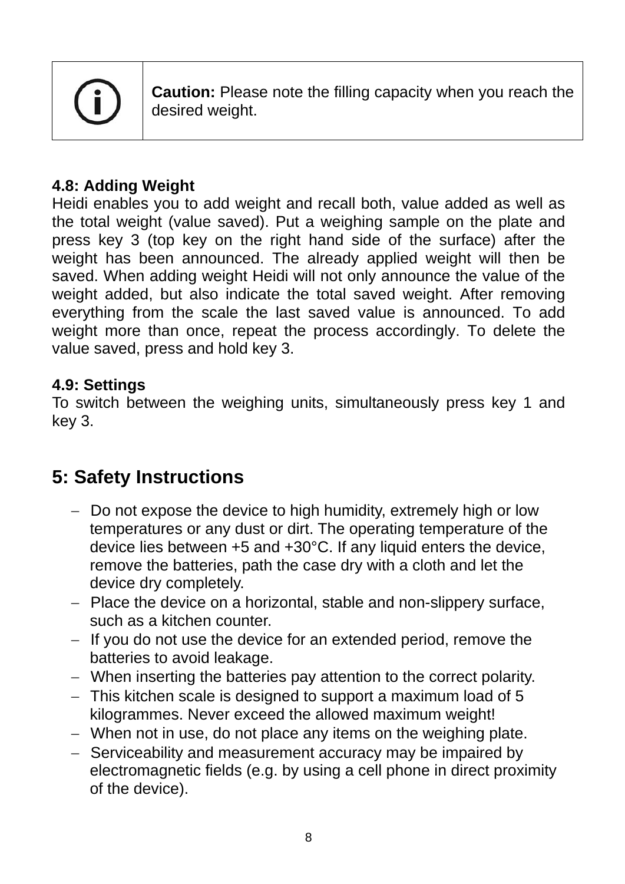| | **Caution:** Please note the filling capacity when you reach the desired weight. |
|---|---|

**4.8: Adding Weight**

Heidi enables you to add weight and recall both, value added as well as the total weight (value saved). Put a weighing sample on the plate and press key 3 (top key on the right hand side of the surface) after the weight has been announced. The already applied weight will then be saved. When adding weight Heidi will not only announce the value of the weight added, but also indicate the total saved weight. After removing everything from the scale the last saved value is announced. To add weight more than once, repeat the process accordingly. To delete the value saved, press and hold key 3.

**4.9: Settings**

To switch between the weighing units, simultaneously press key 1 and key 3.

## 5: Safety Instructions

- Do not expose the device to high humidity, extremely high or low temperatures or any dust or dirt. The operating temperature of the device lies between +5 and +30°C. If any liquid enters the device, remove the batteries, path the case dry with a cloth and let the device dry completely.
- Place the device on a horizontal, stable and non-slippery surface, such as a kitchen counter.
- If you do not use the device for an extended period, remove the batteries to avoid leakage.
- When inserting the batteries pay attention to the correct polarity.
- This kitchen scale is designed to support a maximum load of 5 kilogrammes. Never exceed the allowed maximum weight!
- When not in use, do not place any items on the weighing plate.
- Serviceability and measurement accuracy may be impaired by electromagnetic fields (e.g. by using a cell phone in direct proximity of the device).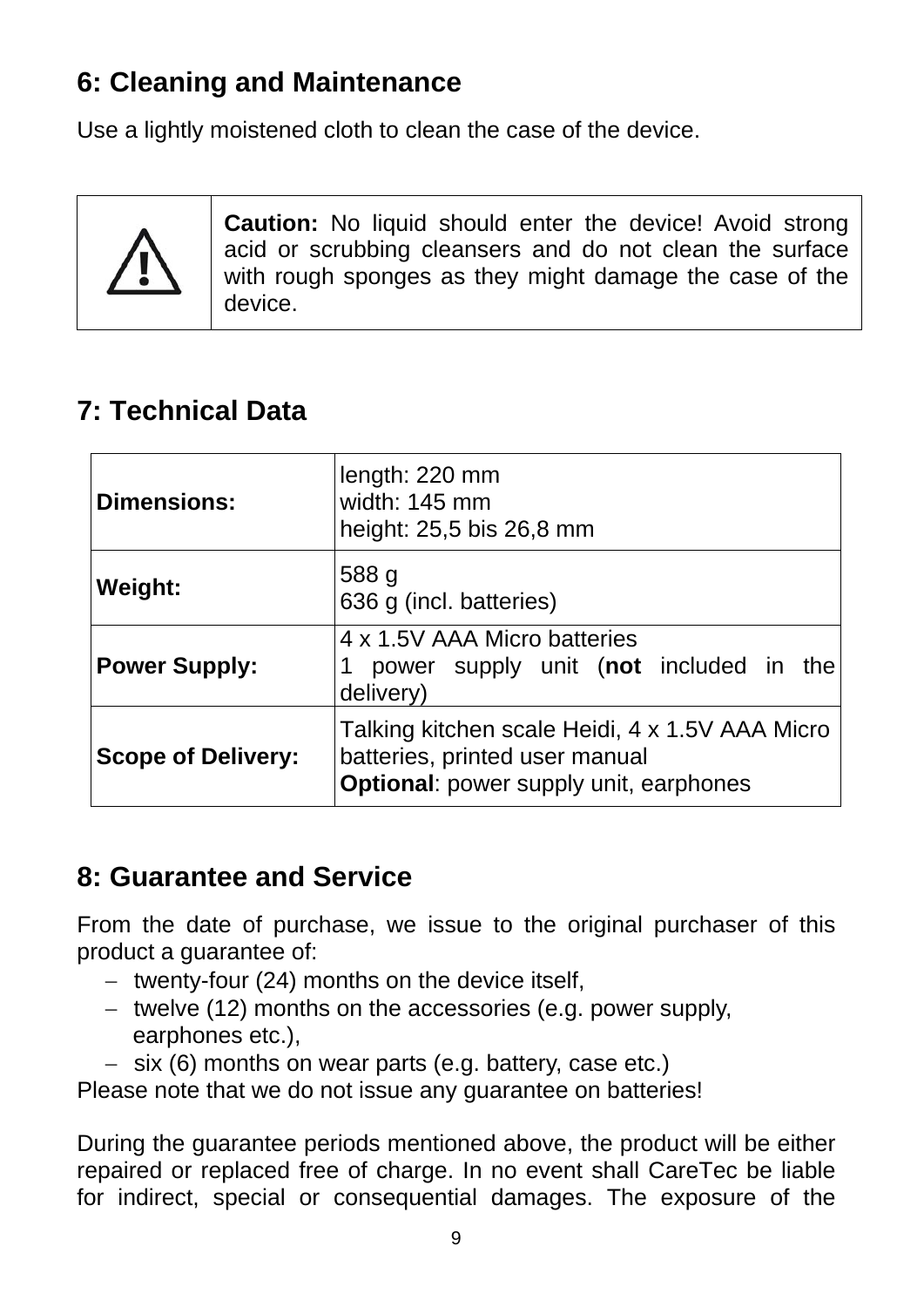## 6: Cleaning and Maintenance

Use a lightly moistened cloth to clean the case of the device.

| ⚠ | **Caution:** No liquid should enter the device! Avoid strong acid or scrubbing cleansers and do not clean the surface with rough sponges as they might damage the case of the device. |
|---|---|

## 7: Technical Data

| | |
|---|---|
| **Dimensions:** | length: 220 mm<br>width: 145 mm<br>height: 25,5 bis 26,8 mm |
| **Weight:** | 588 g<br>636 g (incl. batteries) |
| **Power Supply:** | 4 x 1.5V AAA Micro batteries<br>1 power supply unit (**not** included in the delivery) |
| **Scope of Delivery:** | Talking kitchen scale Heidi, 4 x 1.5V AAA Micro batteries, printed user manual<br>**Optional**: power supply unit, earphones |

## 8: Guarantee and Service

From the date of purchase, we issue to the original purchaser of this product a guarantee of:

- twenty-four (24) months on the device itself,
- twelve (12) months on the accessories (e.g. power supply, earphones etc.),
- six (6) months on wear parts (e.g. battery, case etc.)

Please note that we do not issue any guarantee on batteries!

During the guarantee periods mentioned above, the product will be either repaired or replaced free of charge. In no event shall CareTec be liable for indirect, special or consequential damages. The exposure of the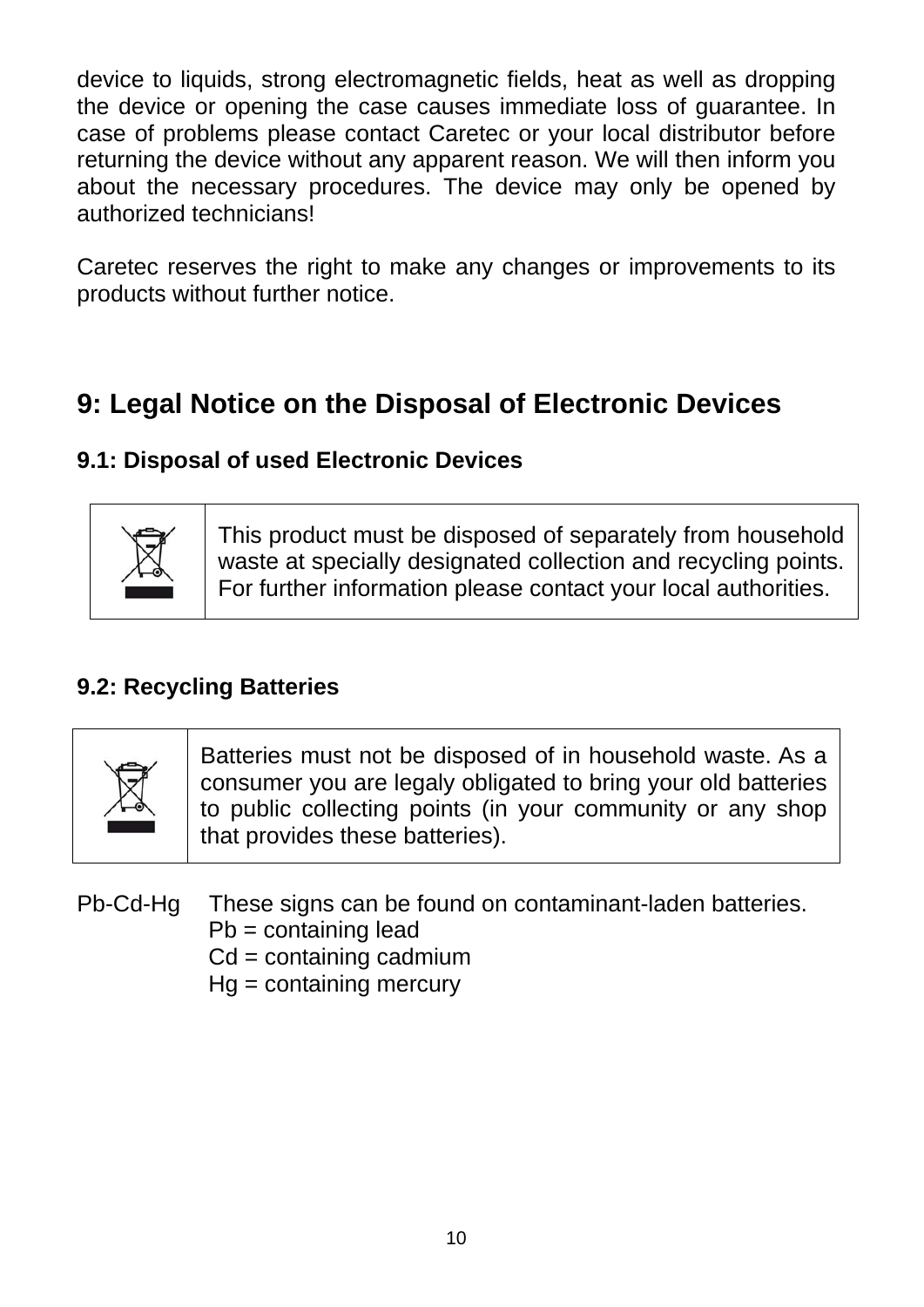device to liquids, strong electromagnetic fields, heat as well as dropping the device or opening the case causes immediate loss of guarantee. In case of problems please contact Caretec or your local distributor before returning the device without any apparent reason. We will then inform you about the necessary procedures. The device may only be opened by authorized technicians!

Caretec reserves the right to make any changes or improvements to its products without further notice.

## 9: Legal Notice on the Disposal of Electronic Devices

### 9.1: Disposal of used Electronic Devices

| | |
|---|---|
| | This product must be disposed of separately from household waste at specially designated collection and recycling points. For further information please contact your local authorities. |

### 9.2: Recycling Batteries

| | |
|---|---|
| | Batteries must not be disposed of in household waste. As a consumer you are legaly obligated to bring your old batteries to public collecting points (in your community or any shop that provides these batteries). |

Pb-Cd-Hg These signs can be found on contaminant-laden batteries.
Pb = containing lead
Cd = containing cadmium
Hg = containing mercury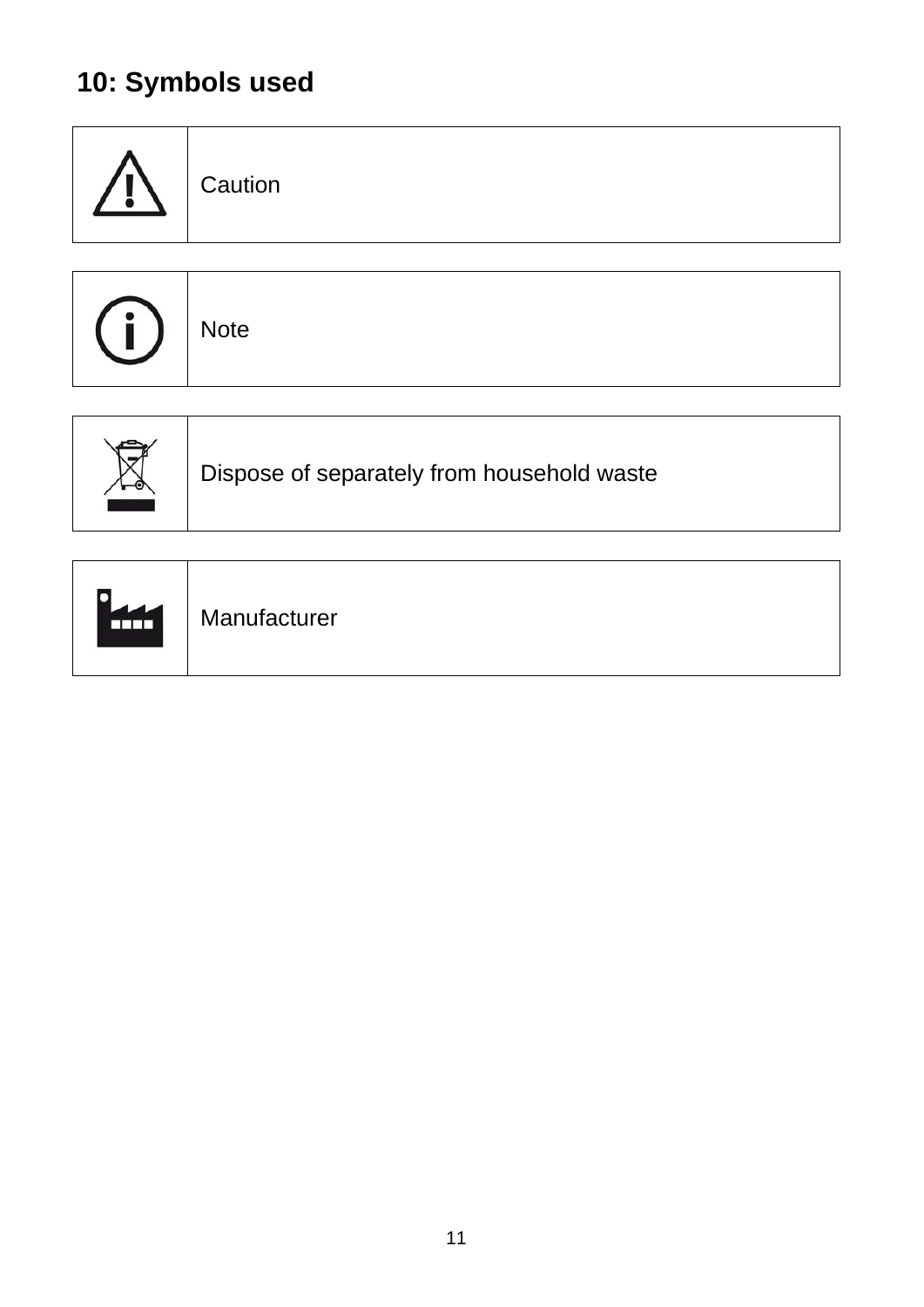## 10: Symbols used

| Symbol | Meaning |
|---|---|
| | Caution |
| | Note |
| | Dispose of separately from household waste |
| | Manufacturer |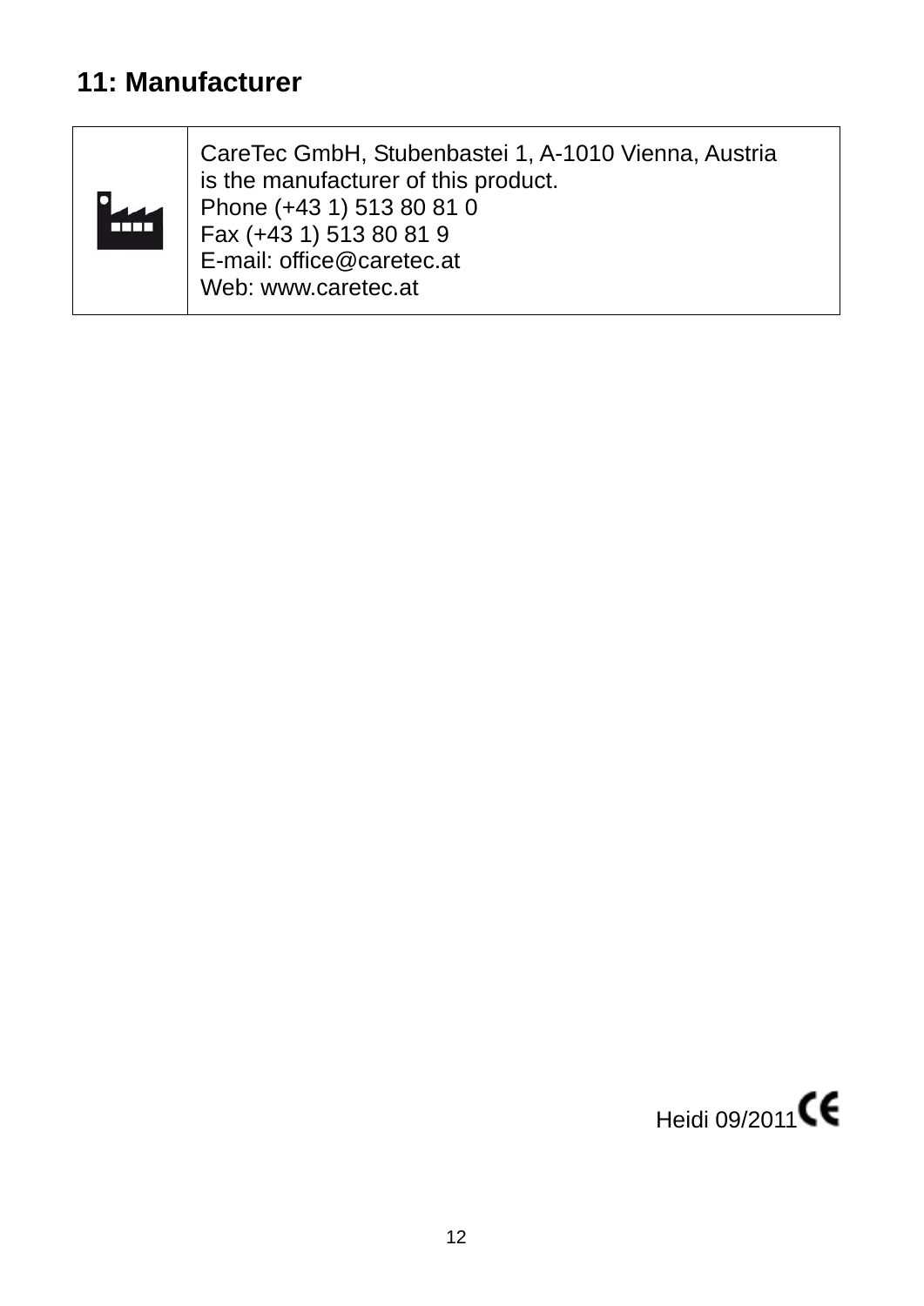## 11: Manufacturer

| | |
|---|---|
| | CareTec GmbH, Stubenbastei 1, A-1010 Vienna, Austria is the manufacturer of this product.<br>Phone (+43 1) 513 80 81 0<br>Fax (+43 1) 513 80 81 9<br>E-mail: office@caretec.at<br>Web: www.caretec.at |

Heidi 09/2011 CE